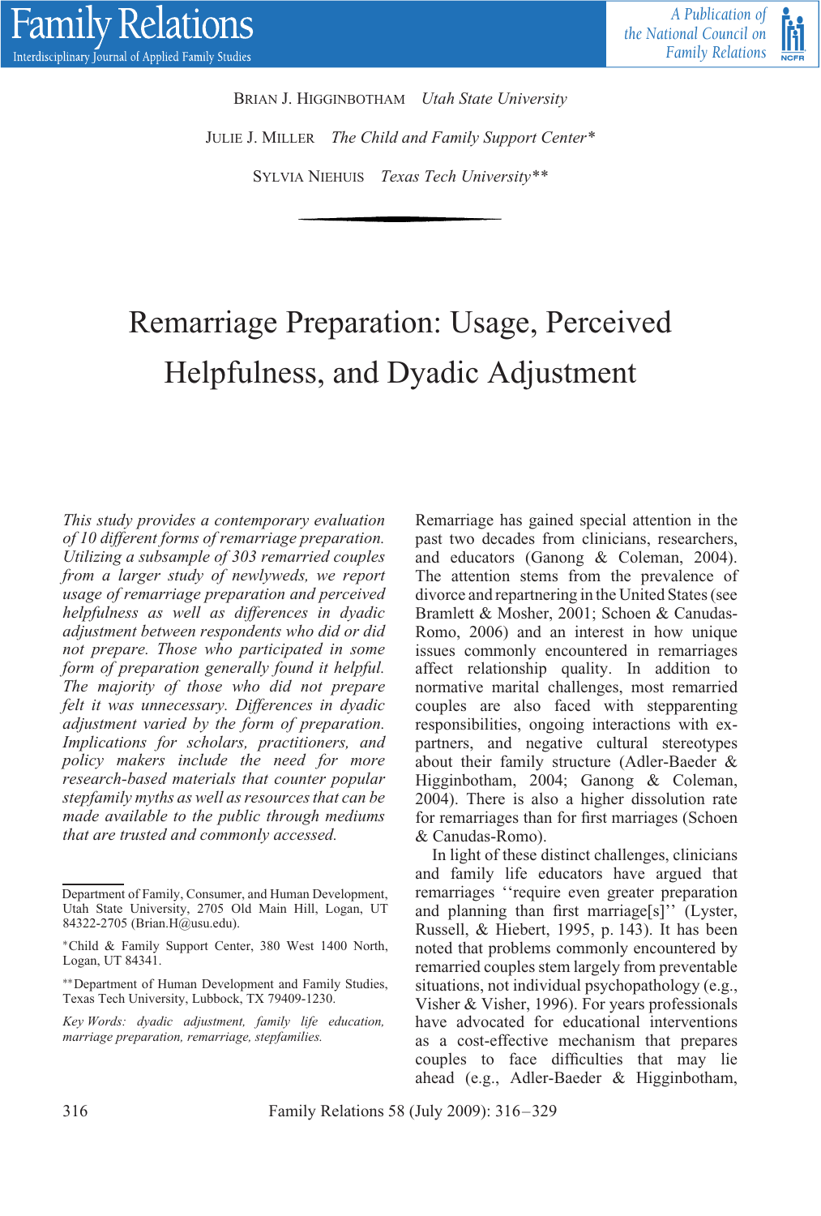Brian J. Higginbotham *Utah State University*

Julie J. Miller *The Child and Family Support Center**

Sylvia Niehuis *Texas Tech University***

# Remarriage Preparation: Usage, Perceived Helpfulness, and Dyadic Adjustment

*This study provides a contemporary evaluation of 10 different forms of remarriage preparation. Utilizing a subsample of 303 remarried couples from a larger study of newlyweds, we report usage of remarriage preparation and perceived helpfulness as well as differences in dyadic adjustment between respondents who did or did not prepare. Those who participated in some form of preparation generally found it helpful. The majority of those who did not prepare felt it was unnecessary. Differences in dyadic adjustment varied by the form of preparation. Implications for scholars, practitioners, and policy makers include the need for more research-based materials that counter popular stepfamily myths as well as resources that can be made available to the public through mediums that are trusted and commonly accessed.*

Department of Family, Consumer, and Human Development, Utah State University, 2705 Old Main Hill, Logan, UT 84322-2705 (Brian.H@usu.edu).

*Child & Family Support Center, 380 West 1400 North, Logan, UT 84341.

**Department of Human Development and Family Studies, Texas Tech University, Lubbock, TX 79409-1230.

*Key Words: dyadic adjustment, family life education, marriage preparation, remarriage, stepfamilies.*

Remarriage has gained special attention in the past two decades from clinicians, researchers, and educators (Ganong & Coleman, 2004). The attention stems from the prevalence of divorce and repartnering in the United States (see Bramlett & Mosher, 2001; Schoen & Canudas-Romo, 2006) and an interest in how unique issues commonly encountered in remarriages affect relationship quality. In addition to normative marital challenges, most remarried couples are also faced with stepparenting responsibilities, ongoing interactions with ex-partners, and negative cultural stereotypes about their family structure (Adler-Baeder & Higginbotham, 2004; Ganong & Coleman, 2004). There is also a higher dissolution rate for remarriages than for first marriages (Schoen & Canudas-Romo).

In light of these distinct challenges, clinicians and family life educators have argued that remarriages ''require even greater preparation and planning than first marriage[s]'' (Lyster, Russell, & Hiebert, 1995, p. 143). It has been noted that problems commonly encountered by remarried couples stem largely from preventable situations, not individual psychopathology (e.g., Visher & Visher, 1996). For years professionals have advocated for educational interventions as a cost-effective mechanism that prepares couples to face difficulties that may lie ahead (e.g., Adler-Baeder & Higginbotham,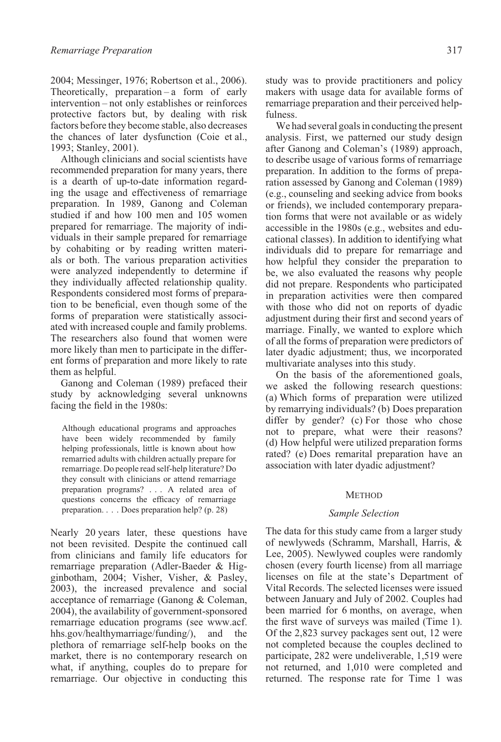2004; Messinger, 1976; Robertson et al., 2006). Theoretically, preparation – a form of early intervention – not only establishes or reinforces protective factors but, by dealing with risk factors before they become stable, also decreases the chances of later dysfunction (Coie et al., 1993; Stanley, 2001).

Although clinicians and social scientists have recommended preparation for many years, there is a dearth of up-to-date information regarding the usage and effectiveness of remarriage preparation. In 1989, Ganong and Coleman studied if and how 100 men and 105 women prepared for remarriage. The majority of individuals in their sample prepared for remarriage by cohabiting or by reading written materials or both. The various preparation activities were analyzed independently to determine if they individually affected relationship quality. Respondents considered most forms of preparation to be beneficial, even though some of the forms of preparation were statistically associated with increased couple and family problems. The researchers also found that women were more likely than men to participate in the different forms of preparation and more likely to rate them as helpful.

Ganong and Coleman (1989) prefaced their study by acknowledging several unknowns facing the field in the 1980s:

> Although educational programs and approaches have been widely recommended by family helping professionals, little is known about how remarried adults with children actually prepare for remarriage. Do people read self-help literature? Do they consult with clinicians or attend remarriage preparation programs? . . . A related area of questions concerns the efficacy of remarriage preparation. . . . Does preparation help? (p. 28)

Nearly 20 years later, these questions have not been revisited. Despite the continued call from clinicians and family life educators for remarriage preparation (Adler-Baeder & Higginbotham, 2004; Visher, Visher, & Pasley, 2003), the increased prevalence and social acceptance of remarriage (Ganong & Coleman, 2004), the availability of government-sponsored remarriage education programs (see www.acf.hhs.gov/healthymarriage/funding/), and the plethora of remarriage self-help books on the market, there is no contemporary research on what, if anything, couples do to prepare for remarriage. Our objective in conducting this study was to provide practitioners and policy makers with usage data for available forms of remarriage preparation and their perceived helpfulness.

We had several goals in conducting the present analysis. First, we patterned our study design after Ganong and Coleman's (1989) approach, to describe usage of various forms of remarriage preparation. In addition to the forms of preparation assessed by Ganong and Coleman (1989) (e.g., counseling and seeking advice from books or friends), we included contemporary preparation forms that were not available or as widely accessible in the 1980s (e.g., websites and educational classes). In addition to identifying what individuals did to prepare for remarriage and how helpful they consider the preparation to be, we also evaluated the reasons why people did not prepare. Respondents who participated in preparation activities were then compared with those who did not on reports of dyadic adjustment during their first and second years of marriage. Finally, we wanted to explore which of all the forms of preparation were predictors of later dyadic adjustment; thus, we incorporated multivariate analyses into this study.

On the basis of the aforementioned goals, we asked the following research questions: (a) Which forms of preparation were utilized by remarrying individuals? (b) Does preparation differ by gender? (c) For those who chose not to prepare, what were their reasons? (d) How helpful were utilized preparation forms rated? (e) Does remarital preparation have an association with later dyadic adjustment?

## Method

### *Sample Selection*

The data for this study came from a larger study of newlyweds (Schramm, Marshall, Harris, & Lee, 2005). Newlywed couples were randomly chosen (every fourth license) from all marriage licenses on file at the state's Department of Vital Records. The selected licenses were issued between January and July of 2002. Couples had been married for 6 months, on average, when the first wave of surveys was mailed (Time 1). Of the 2,823 survey packages sent out, 12 were not completed because the couples declined to participate, 282 were undeliverable, 1,519 were not returned, and 1,010 were completed and returned. The response rate for Time 1 was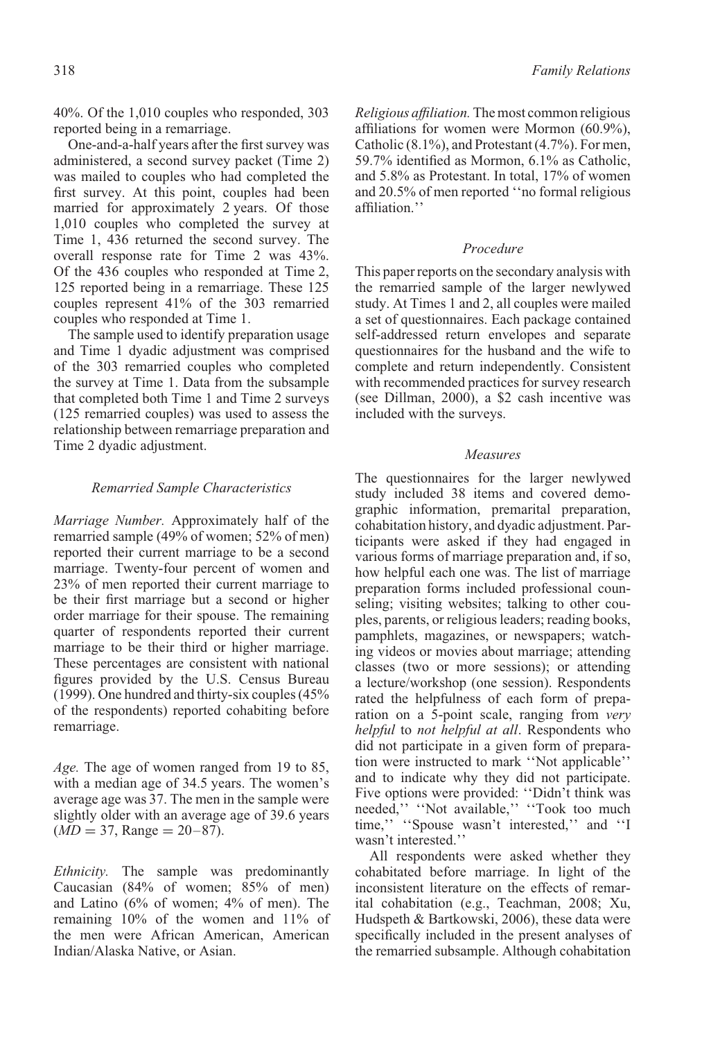40%. Of the 1,010 couples who responded, 303 reported being in a remarriage.

One-and-a-half years after the first survey was administered, a second survey packet (Time 2) was mailed to couples who had completed the first survey. At this point, couples had been married for approximately 2 years. Of those 1,010 couples who completed the survey at Time 1, 436 returned the second survey. The overall response rate for Time 2 was 43%. Of the 436 couples who responded at Time 2, 125 reported being in a remarriage. These 125 couples represent 41% of the 303 remarried couples who responded at Time 1.

The sample used to identify preparation usage and Time 1 dyadic adjustment was comprised of the 303 remarried couples who completed the survey at Time 1. Data from the subsample that completed both Time 1 and Time 2 surveys (125 remarried couples) was used to assess the relationship between remarriage preparation and Time 2 dyadic adjustment.

### *Remarried Sample Characteristics*

*Marriage Number.* Approximately half of the remarried sample (49% of women; 52% of men) reported their current marriage to be a second marriage. Twenty-four percent of women and 23% of men reported their current marriage to be their first marriage but a second or higher order marriage for their spouse. The remaining quarter of respondents reported their current marriage to be their third or higher marriage. These percentages are consistent with national figures provided by the U.S. Census Bureau (1999). One hundred and thirty-six couples (45% of the respondents) reported cohabiting before remarriage.

*Age.* The age of women ranged from 19 to 85, with a median age of 34.5 years. The women's average age was 37. The men in the sample were slightly older with an average age of 39.6 years ($MD = 37$, Range = 20–87).

*Ethnicity.* The sample was predominantly Caucasian (84% of women; 85% of men) and Latino (6% of women; 4% of men). The remaining 10% of the women and 11% of the men were African American, American Indian/Alaska Native, or Asian.

*Religious affiliation.* The most common religious affiliations for women were Mormon (60.9%), Catholic (8.1%), and Protestant (4.7%). For men, 59.7% identified as Mormon, 6.1% as Catholic, and 5.8% as Protestant. In total, 17% of women and 20.5% of men reported ''no formal religious affiliation.''

### *Procedure*

This paper reports on the secondary analysis with the remarried sample of the larger newlywed study. At Times 1 and 2, all couples were mailed a set of questionnaires. Each package contained self-addressed return envelopes and separate questionnaires for the husband and the wife to complete and return independently. Consistent with recommended practices for survey research (see Dillman, 2000), a $2 cash incentive was included with the surveys.

### *Measures*

The questionnaires for the larger newlywed study included 38 items and covered demographic information, premarital preparation, cohabitation history, and dyadic adjustment. Participants were asked if they had engaged in various forms of marriage preparation and, if so, how helpful each one was. The list of marriage preparation forms included professional counseling; visiting websites; talking to other couples, parents, or religious leaders; reading books, pamphlets, magazines, or newspapers; watching videos or movies about marriage; attending classes (two or more sessions); or attending a lecture/workshop (one session). Respondents rated the helpfulness of each form of preparation on a 5-point scale, ranging from *very helpful* to *not helpful at all*. Respondents who did not participate in a given form of preparation were instructed to mark ''Not applicable'' and to indicate why they did not participate. Five options were provided: ''Didn't think was needed,'' ''Not available,'' ''Took too much time,'' ''Spouse wasn't interested,'' and ''I wasn't interested.''

All respondents were asked whether they cohabitated before marriage. In light of the inconsistent literature on the effects of remarital cohabitation (e.g., Teachman, 2008; Xu, Hudspeth & Bartkowski, 2006), these data were specifically included in the present analyses of the remarried subsample. Although cohabitation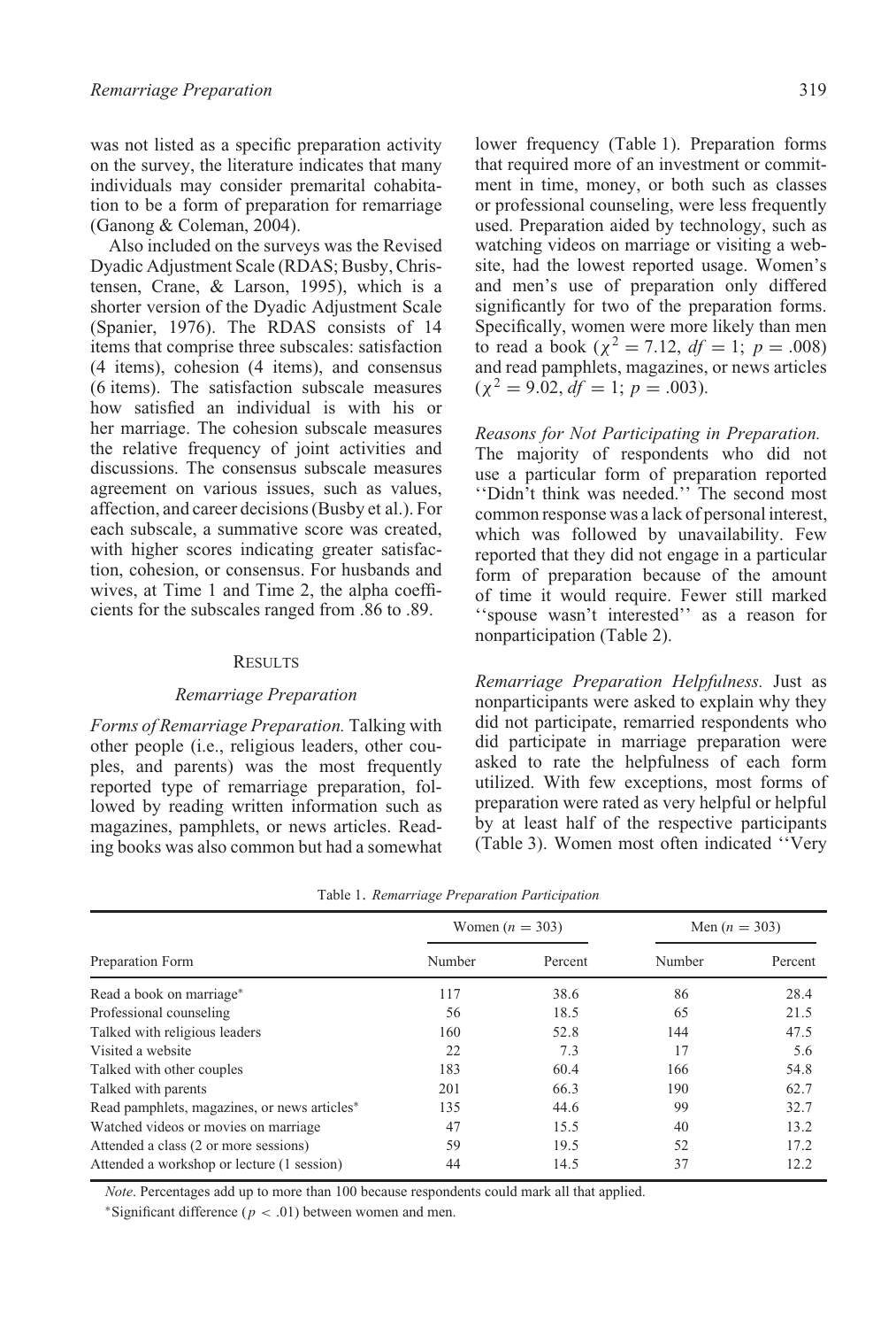was not listed as a specific preparation activity on the survey, the literature indicates that many individuals may consider premarital cohabitation to be a form of preparation for remarriage (Ganong & Coleman, 2004).

Also included on the surveys was the Revised Dyadic Adjustment Scale (RDAS; Busby, Christensen, Crane, & Larson, 1995), which is a shorter version of the Dyadic Adjustment Scale (Spanier, 1976). The RDAS consists of 14 items that comprise three subscales: satisfaction (4 items), cohesion (4 items), and consensus (6 items). The satisfaction subscale measures how satisfied an individual is with his or her marriage. The cohesion subscale measures the relative frequency of joint activities and discussions. The consensus subscale measures agreement on various issues, such as values, affection, and career decisions (Busby et al.). For each subscale, a summative score was created, with higher scores indicating greater satisfaction, cohesion, or consensus. For husbands and wives, at Time 1 and Time 2, the alpha coefficients for the subscales ranged from .86 to .89.

## Results

### Remarriage Preparation

*Forms of Remarriage Preparation.* Talking with other people (i.e., religious leaders, other couples, and parents) was the most frequently reported type of remarriage preparation, followed by reading written information such as magazines, pamphlets, or news articles. Reading books was also common but had a somewhat lower frequency (Table 1). Preparation forms that required more of an investment or commitment in time, money, or both such as classes or professional counseling, were less frequently used. Preparation aided by technology, such as watching videos on marriage or visiting a website, had the lowest reported usage. Women's and men's use of preparation only differed significantly for two of the preparation forms. Specifically, women were more likely than men to read a book ($\chi^2 = 7.12$, $df = 1$; $p = .008$) and read pamphlets, magazines, or news articles ($\chi^2 = 9.02$, $df = 1$; $p = .003$).

*Reasons for Not Participating in Preparation.* The majority of respondents who did not use a particular form of preparation reported ''Didn't think was needed.'' The second most common response was a lack of personal interest, which was followed by unavailability. Few reported that they did not engage in a particular form of preparation because of the amount of time it would require. Fewer still marked ''spouse wasn't interested'' as a reason for nonparticipation (Table 2).

*Remarriage Preparation Helpfulness.* Just as nonparticipants were asked to explain why they did not participate, remarried respondents who did participate in marriage preparation were asked to rate the helpfulness of each form utilized. With few exceptions, most forms of preparation were rated as very helpful or helpful by at least half of the respective participants (Table 3). Women most often indicated ''Very

Table 1. *Remarriage Preparation Participation*

| | Women ($n = 303$) | | Men ($n = 303$) | |
|---|---|---|---|---|
| Preparation Form | Number | Percent | Number | Percent |
| Read a book on marriage* | 117 | 38.6 | 86 | 28.4 |
| Professional counseling | 56 | 18.5 | 65 | 21.5 |
| Talked with religious leaders | 160 | 52.8 | 144 | 47.5 |
| Visited a website | 22 | 7.3 | 17 | 5.6 |
| Talked with other couples | 183 | 60.4 | 166 | 54.8 |
| Talked with parents | 201 | 66.3 | 190 | 62.7 |
| Read pamphlets, magazines, or news articles* | 135 | 44.6 | 99 | 32.7 |
| Watched videos or movies on marriage | 47 | 15.5 | 40 | 13.2 |
| Attended a class (2 or more sessions) | 59 | 19.5 | 52 | 17.2 |
| Attended a workshop or lecture (1 session) | 44 | 14.5 | 37 | 12.2 |

*Note*. Percentages add up to more than 100 because respondents could mark all that applied.

*Significant difference ($p < .01$) between women and men.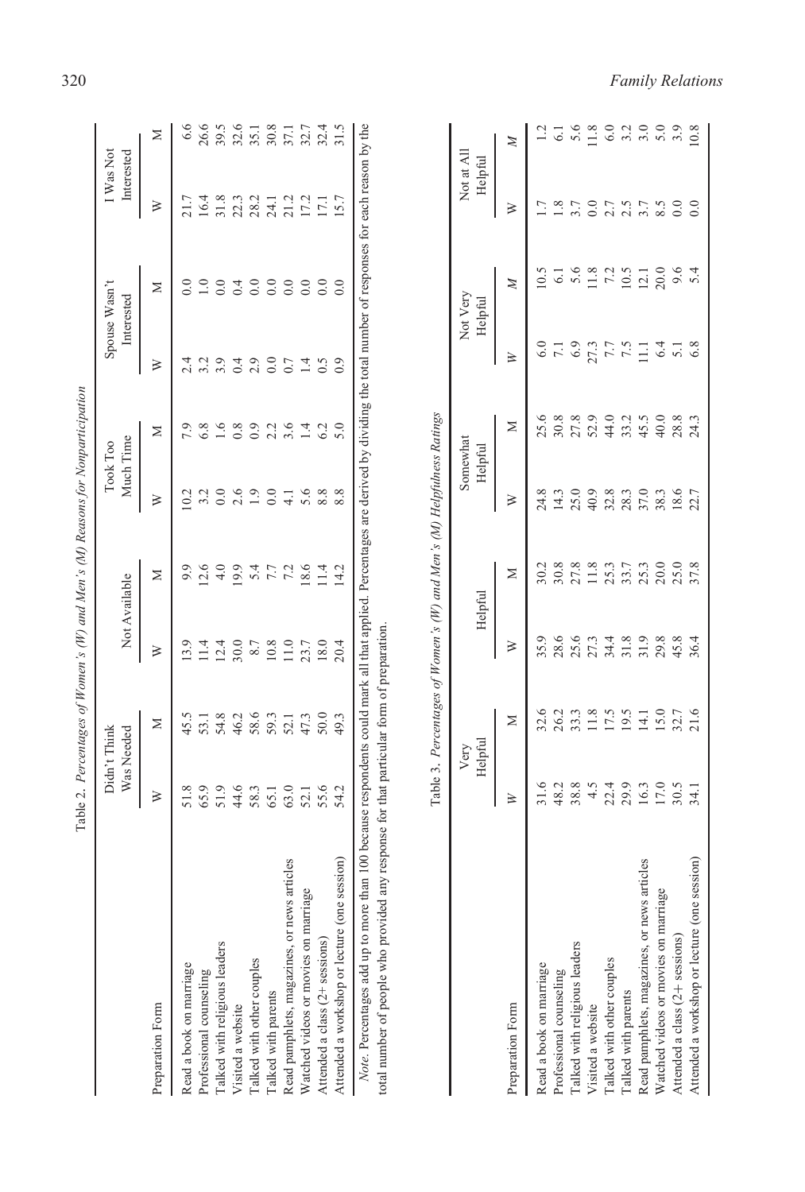Table 2. *Percentages of Women's (W) and Men's (M) Reasons for Nonparticipation*

| Preparation Form | Didn't Think Was Needed | | Not Available | | Took Too Much Time | | Spouse Wasn't Interested | | I Was Not Interested | |
|---|---|---|---|---|---|---|---|---|---|---|
| | W | M | W | M | W | M | W | M | W | M |
| Read a book on marriage | 51.8 | 45.5 | 13.9 | 9.9 | 10.2 | 7.9 | 2.4 | 0.0 | 21.7 | 6.6 |
| Professional counseling | 65.9 | 53.1 | 11.4 | 12.6 | 3.2 | 6.8 | 3.2 | 1.0 | 16.4 | 26.6 |
| Talked with religious leaders | 51.9 | 54.8 | 12.4 | 4.0 | 0.0 | 1.6 | 3.9 | 0.0 | 31.8 | 39.5 |
| Visited a website | 44.6 | 46.2 | 30.0 | 19.9 | 2.6 | 0.8 | 0.4 | 0.4 | 22.3 | 32.6 |
| Talked with other couples | 58.3 | 58.6 | 8.7 | 5.4 | 1.9 | 0.9 | 2.9 | 0.0 | 28.2 | 35.1 |
| Talked with parents | 65.1 | 59.3 | 10.8 | 7.7 | 0.0 | 2.2 | 0.0 | 0.0 | 24.1 | 30.8 |
| Read pamphlets, magazines, or news articles | 63.0 | 52.1 | 11.0 | 7.2 | 4.1 | 3.6 | 0.7 | 0.0 | 21.2 | 37.1 |
| Watched videos or movies on marriage | 52.1 | 47.3 | 23.7 | 18.6 | 5.6 | 1.4 | 1.4 | 0.0 | 17.2 | 32.7 |
| Attended a class (2+ sessions) | 55.6 | 50.0 | 18.0 | 11.4 | 8.8 | 6.2 | 0.5 | 0.0 | 17.1 | 32.4 |
| Attended a workshop or lecture (one session) | 54.2 | 49.3 | 20.4 | 14.2 | 8.8 | 5.0 | 0.9 | 0.0 | 15.7 | 31.5 |

*Note.* Percentages add up to more than 100 because respondents could mark all that applied. Percentages are derived by dividing the total number of responses for each reason by the total number of people who provided any response for that particular form of preparation.

Table 3. *Percentages of Women's (W) and Men's (M) Helpfulness Ratings*

| Preparation Form | Very Helpful | | Helpful | | Somewhat Helpful | | Not Very Helpful | | Not at All Helpful | |
|---|---|---|---|---|---|---|---|---|---|---|
| | *W* | *M* | W | M | W | M | *W* | *M* | W | *M* |
| Read a book on marriage | 31.6 | 32.6 | 35.9 | 30.2 | 24.8 | 25.6 | 6.0 | 10.5 | 1.7 | 1.2 |
| Professional counseling | 48.2 | 26.2 | 28.6 | 30.8 | 14.3 | 30.8 | 7.1 | 6.1 | 1.8 | 6.1 |
| Talked with religious leaders | 38.8 | 33.3 | 25.6 | 27.8 | 25.0 | 27.8 | 6.9 | 5.6 | 3.7 | 5.6 |
| Visited a website | 4.5 | 11.8 | 27.3 | 11.8 | 40.9 | 52.9 | 27.3 | 11.8 | 0.0 | 11.8 |
| Talked with other couples | 22.4 | 17.5 | 34.4 | 25.3 | 32.8 | 44.0 | 7.7 | 7.2 | 2.7 | 6.0 |
| Talked with parents | 29.9 | 19.5 | 31.8 | 33.7 | 28.3 | 33.2 | 7.5 | 10.5 | 2.5 | 3.2 |
| Read pamphlets, magazines, or news articles | 16.3 | 14.1 | 31.9 | 25.3 | 37.0 | 45.5 | 11.1 | 12.1 | 3.7 | 3.0 |
| Watched videos or movies on marriage | 17.0 | 15.0 | 29.8 | 20.0 | 38.3 | 40.0 | 6.4 | 20.0 | 8.5 | 5.0 |
| Attended a class (2+ sessions) | 30.5 | 32.7 | 45.8 | 25.0 | 18.6 | 28.8 | 5.1 | 9.6 | 0.0 | 3.9 |
| Attended a workshop or lecture (one session) | 34.1 | 21.6 | 36.4 | 37.8 | 22.7 | 24.3 | 6.8 | 5.4 | 0.0 | 10.8 |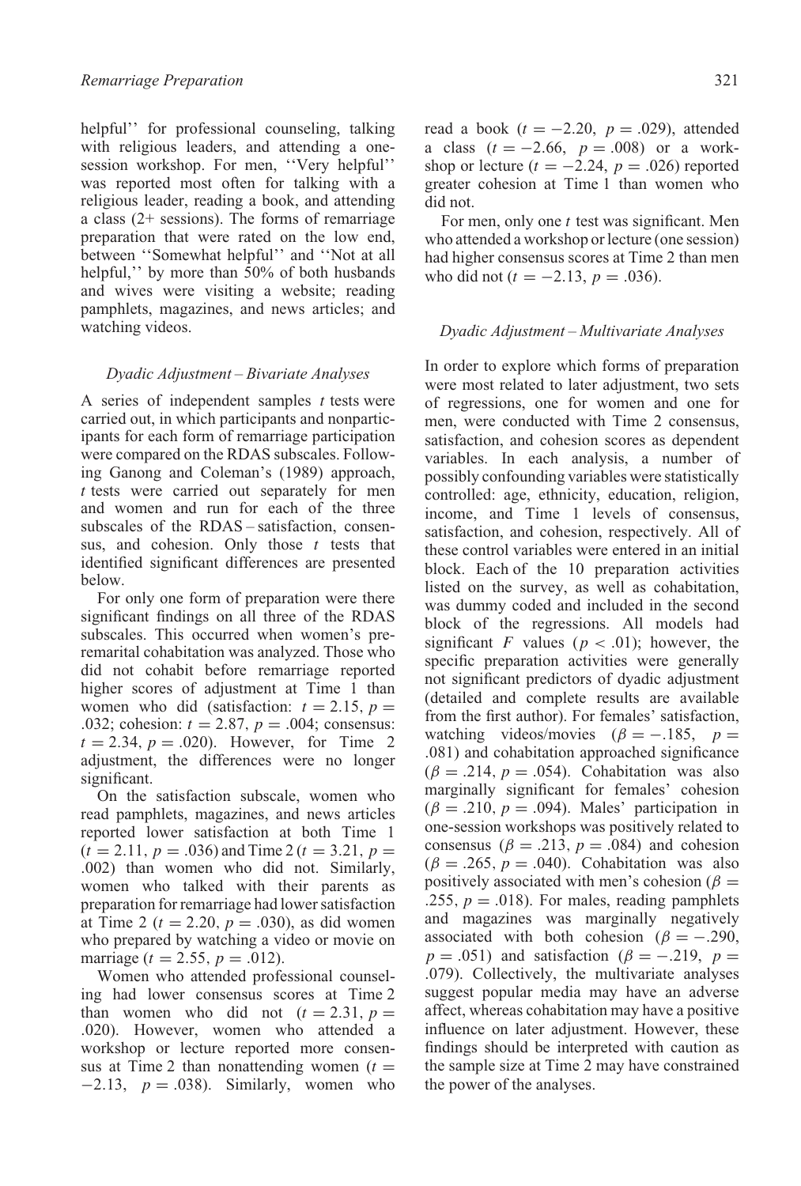helpful'' for professional counseling, talking with religious leaders, and attending a one-session workshop. For men, ''Very helpful'' was reported most often for talking with a religious leader, reading a book, and attending a class (2+ sessions). The forms of remarriage preparation that were rated on the low end, between ''Somewhat helpful'' and ''Not at all helpful,'' by more than 50% of both husbands and wives were visiting a website; reading pamphlets, magazines, and news articles; and watching videos.

### *Dyadic Adjustment – Bivariate Analyses*

A series of independent samples *t* tests were carried out, in which participants and nonparticipants for each form of remarriage participation were compared on the RDAS subscales. Following Ganong and Coleman's (1989) approach, *t* tests were carried out separately for men and women and run for each of the three subscales of the RDAS – satisfaction, consensus, and cohesion. Only those *t* tests that identified significant differences are presented below.

For only one form of preparation were there significant findings on all three of the RDAS subscales. This occurred when women's preremarital cohabitation was analyzed. Those who did not cohabit before remarriage reported higher scores of adjustment at Time 1 than women who did (satisfaction: $t = 2.15$, $p = .032$; cohesion: $t = 2.87$, $p = .004$; consensus: $t = 2.34$, $p = .020$). However, for Time 2 adjustment, the differences were no longer significant.

On the satisfaction subscale, women who read pamphlets, magazines, and news articles reported lower satisfaction at both Time 1 ($t = 2.11$, $p = .036$) and Time 2 ($t = 3.21$, $p = .002$) than women who did not. Similarly, women who talked with their parents as preparation for remarriage had lower satisfaction at Time 2 ($t = 2.20$, $p = .030$), as did women who prepared by watching a video or movie on marriage ($t = 2.55$, $p = .012$).

Women who attended professional counseling had lower consensus scores at Time 2 than women who did not ($t = 2.31$, $p = .020$). However, women who attended a workshop or lecture reported more consensus at Time 2 than nonattending women ($t = -2.13$, $p = .038$). Similarly, women who read a book ($t = -2.20$, $p = .029$), attended a class ($t = -2.66$, $p = .008$) or a workshop or lecture ($t = -2.24$, $p = .026$) reported greater cohesion at Time 1 than women who did not.

For men, only one *t* test was significant. Men who attended a workshop or lecture (one session) had higher consensus scores at Time 2 than men who did not ($t = -2.13$, $p = .036$).

### *Dyadic Adjustment – Multivariate Analyses*

In order to explore which forms of preparation were most related to later adjustment, two sets of regressions, one for women and one for men, were conducted with Time 2 consensus, satisfaction, and cohesion scores as dependent variables. In each analysis, a number of possibly confounding variables were statistically controlled: age, ethnicity, education, religion, income, and Time 1 levels of consensus, satisfaction, and cohesion, respectively. All of these control variables were entered in an initial block. Each of the 10 preparation activities listed on the survey, as well as cohabitation, was dummy coded and included in the second block of the regressions. All models had significant *F* values ($p < .01$); however, the specific preparation activities were generally not significant predictors of dyadic adjustment (detailed and complete results are available from the first author). For females' satisfaction, watching videos/movies ($\beta = -.185$, $p = .081$) and cohabitation approached significance ($\beta = .214$, $p = .054$). Cohabitation was also marginally significant for females' cohesion ($\beta = .210$, $p = .094$). Males' participation in one-session workshops was positively related to consensus ($\beta = .213$, $p = .084$) and cohesion ($\beta = .265$, $p = .040$). Cohabitation was also positively associated with men's cohesion ($\beta = .255$, $p = .018$). For males, reading pamphlets and magazines was marginally negatively associated with both cohesion ($\beta = -.290$, $p = .051$) and satisfaction ($\beta = -.219$, $p = .079$). Collectively, the multivariate analyses suggest popular media may have an adverse affect, whereas cohabitation may have a positive influence on later adjustment. However, these findings should be interpreted with caution as the sample size at Time 2 may have constrained the power of the analyses.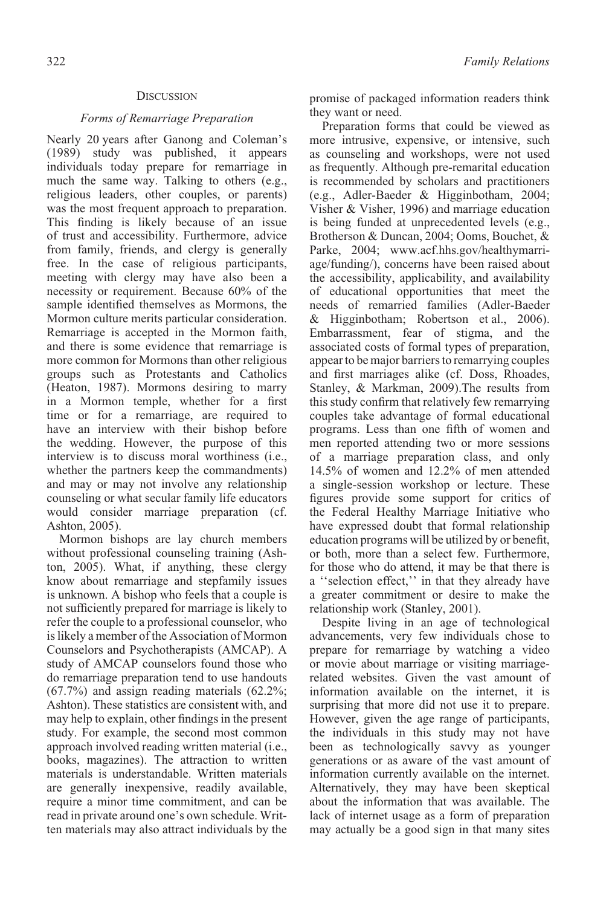## Discussion

### *Forms of Remarriage Preparation*

Nearly 20 years after Ganong and Coleman's (1989) study was published, it appears individuals today prepare for remarriage in much the same way. Talking to others (e.g., religious leaders, other couples, or parents) was the most frequent approach to preparation. This finding is likely because of an issue of trust and accessibility. Furthermore, advice from family, friends, and clergy is generally free. In the case of religious participants, meeting with clergy may have also been a necessity or requirement. Because 60% of the sample identified themselves as Mormons, the Mormon culture merits particular consideration. Remarriage is accepted in the Mormon faith, and there is some evidence that remarriage is more common for Mormons than other religious groups such as Protestants and Catholics (Heaton, 1987). Mormons desiring to marry in a Mormon temple, whether for a first time or for a remarriage, are required to have an interview with their bishop before the wedding. However, the purpose of this interview is to discuss moral worthiness (i.e., whether the partners keep the commandments) and may or may not involve any relationship counseling or what secular family life educators would consider marriage preparation (cf. Ashton, 2005).

Mormon bishops are lay church members without professional counseling training (Ashton, 2005). What, if anything, these clergy know about remarriage and stepfamily issues is unknown. A bishop who feels that a couple is not sufficiently prepared for marriage is likely to refer the couple to a professional counselor, who is likely a member of the Association of Mormon Counselors and Psychotherapists (AMCAP). A study of AMCAP counselors found those who do remarriage preparation tend to use handouts (67.7%) and assign reading materials (62.2%; Ashton). These statistics are consistent with, and may help to explain, other findings in the present study. For example, the second most common approach involved reading written material (i.e., books, magazines). The attraction to written materials is understandable. Written materials are generally inexpensive, readily available, require a minor time commitment, and can be read in private around one's own schedule. Written materials may also attract individuals by the promise of packaged information readers think they want or need.

Preparation forms that could be viewed as more intrusive, expensive, or intensive, such as counseling and workshops, were not used as frequently. Although pre-remarital education is recommended by scholars and practitioners (e.g., Adler-Baeder & Higginbotham, 2004; Visher & Visher, 1996) and marriage education is being funded at unprecedented levels (e.g., Brotherson & Duncan, 2004; Ooms, Bouchet, & Parke, 2004; www.acf.hhs.gov/healthymarriage/funding/), concerns have been raised about the accessibility, applicability, and availability of educational opportunities that meet the needs of remarried families (Adler-Baeder & Higginbotham; Robertson et al., 2006). Embarrassment, fear of stigma, and the associated costs of formal types of preparation, appear to be major barriers to remarrying couples and first marriages alike (cf. Doss, Rhoades, Stanley, & Markman, 2009).The results from this study confirm that relatively few remarrying couples take advantage of formal educational programs. Less than one fifth of women and men reported attending two or more sessions of a marriage preparation class, and only 14.5% of women and 12.2% of men attended a single-session workshop or lecture. These figures provide some support for critics of the Federal Healthy Marriage Initiative who have expressed doubt that formal relationship education programs will be utilized by or benefit, or both, more than a select few. Furthermore, for those who do attend, it may be that there is a ''selection effect,'' in that they already have a greater commitment or desire to make the relationship work (Stanley, 2001).

Despite living in an age of technological advancements, very few individuals chose to prepare for remarriage by watching a video or movie about marriage or visiting marriage-related websites. Given the vast amount of information available on the internet, it is surprising that more did not use it to prepare. However, given the age range of participants, the individuals in this study may not have been as technologically savvy as younger generations or as aware of the vast amount of information currently available on the internet. Alternatively, they may have been skeptical about the information that was available. The lack of internet usage as a form of preparation may actually be a good sign in that many sites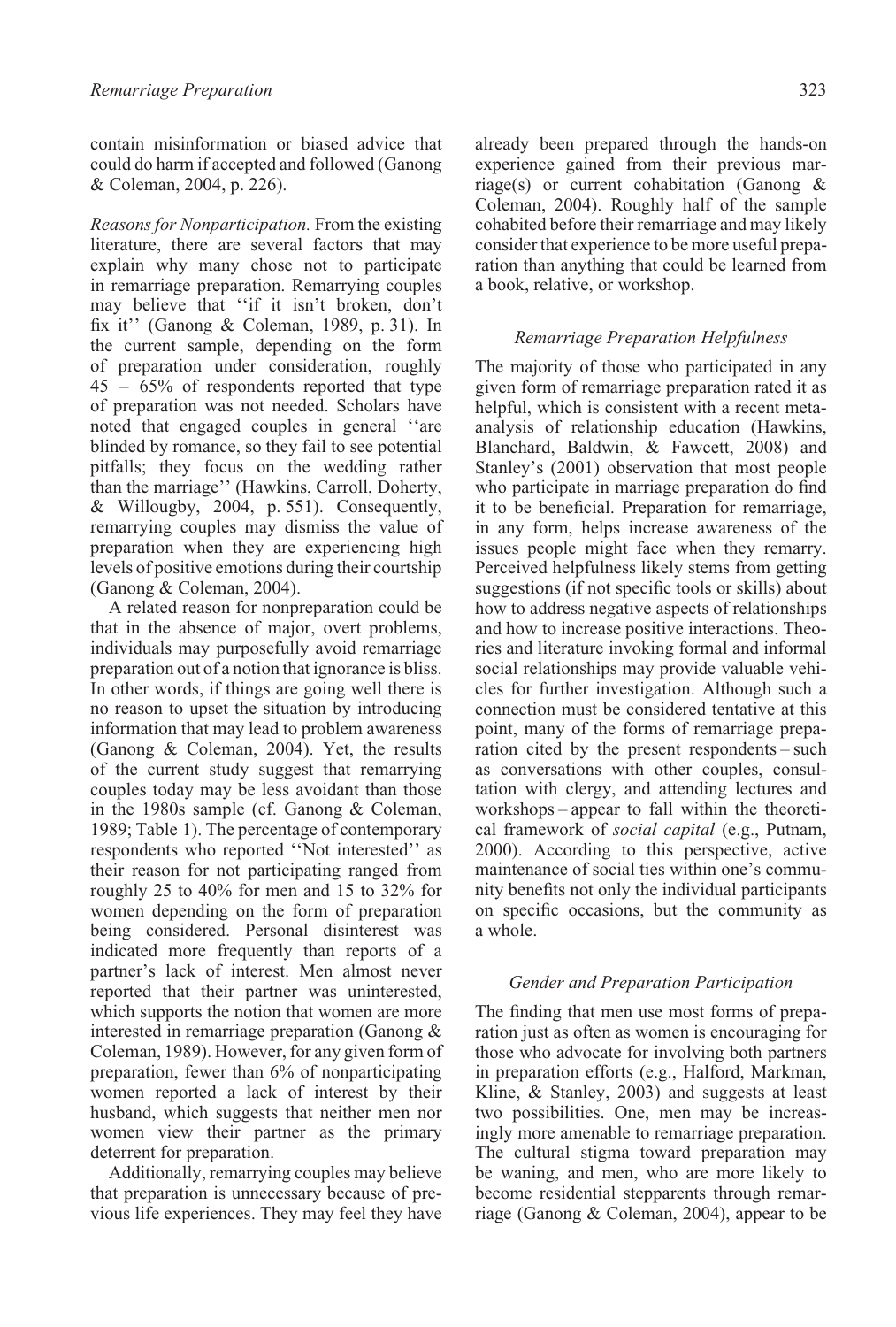contain misinformation or biased advice that could do harm if accepted and followed (Ganong & Coleman, 2004, p. 226).

*Reasons for Nonparticipation.* From the existing literature, there are several factors that may explain why many chose not to participate in remarriage preparation. Remarrying couples may believe that ''if it isn't broken, don't fix it'' (Ganong & Coleman, 1989, p. 31). In the current sample, depending on the form of preparation under consideration, roughly 45 – 65% of respondents reported that type of preparation was not needed. Scholars have noted that engaged couples in general ''are blinded by romance, so they fail to see potential pitfalls; they focus on the wedding rather than the marriage'' (Hawkins, Carroll, Doherty, & Willougby, 2004, p. 551). Consequently, remarrying couples may dismiss the value of preparation when they are experiencing high levels of positive emotions during their courtship (Ganong & Coleman, 2004).

A related reason for nonpreparation could be that in the absence of major, overt problems, individuals may purposefully avoid remarriage preparation out of a notion that ignorance is bliss. In other words, if things are going well there is no reason to upset the situation by introducing information that may lead to problem awareness (Ganong & Coleman, 2004). Yet, the results of the current study suggest that remarrying couples today may be less avoidant than those in the 1980s sample (cf. Ganong & Coleman, 1989; Table 1). The percentage of contemporary respondents who reported ''Not interested'' as their reason for not participating ranged from roughly 25 to 40% for men and 15 to 32% for women depending on the form of preparation being considered. Personal disinterest was indicated more frequently than reports of a partner's lack of interest. Men almost never reported that their partner was uninterested, which supports the notion that women are more interested in remarriage preparation (Ganong & Coleman, 1989). However, for any given form of preparation, fewer than 6% of nonparticipating women reported a lack of interest by their husband, which suggests that neither men nor women view their partner as the primary deterrent for preparation.

Additionally, remarrying couples may believe that preparation is unnecessary because of previous life experiences. They may feel they have already been prepared through the hands-on experience gained from their previous marriage(s) or current cohabitation (Ganong & Coleman, 2004). Roughly half of the sample cohabited before their remarriage and may likely consider that experience to be more useful preparation than anything that could be learned from a book, relative, or workshop.

### Remarriage Preparation Helpfulness

The majority of those who participated in any given form of remarriage preparation rated it as helpful, which is consistent with a recent meta-analysis of relationship education (Hawkins, Blanchard, Baldwin, & Fawcett, 2008) and Stanley's (2001) observation that most people who participate in marriage preparation do find it to be beneficial. Preparation for remarriage, in any form, helps increase awareness of the issues people might face when they remarry. Perceived helpfulness likely stems from getting suggestions (if not specific tools or skills) about how to address negative aspects of relationships and how to increase positive interactions. Theories and literature invoking formal and informal social relationships may provide valuable vehicles for further investigation. Although such a connection must be considered tentative at this point, many of the forms of remarriage preparation cited by the present respondents – such as conversations with other couples, consultation with clergy, and attending lectures and workshops – appear to fall within the theoretical framework of *social capital* (e.g., Putnam, 2000). According to this perspective, active maintenance of social ties within one's community benefits not only the individual participants on specific occasions, but the community as a whole.

### Gender and Preparation Participation

The finding that men use most forms of preparation just as often as women is encouraging for those who advocate for involving both partners in preparation efforts (e.g., Halford, Markman, Kline, & Stanley, 2003) and suggests at least two possibilities. One, men may be increasingly more amenable to remarriage preparation. The cultural stigma toward preparation may be waning, and men, who are more likely to become residential stepparents through remarriage (Ganong & Coleman, 2004), appear to be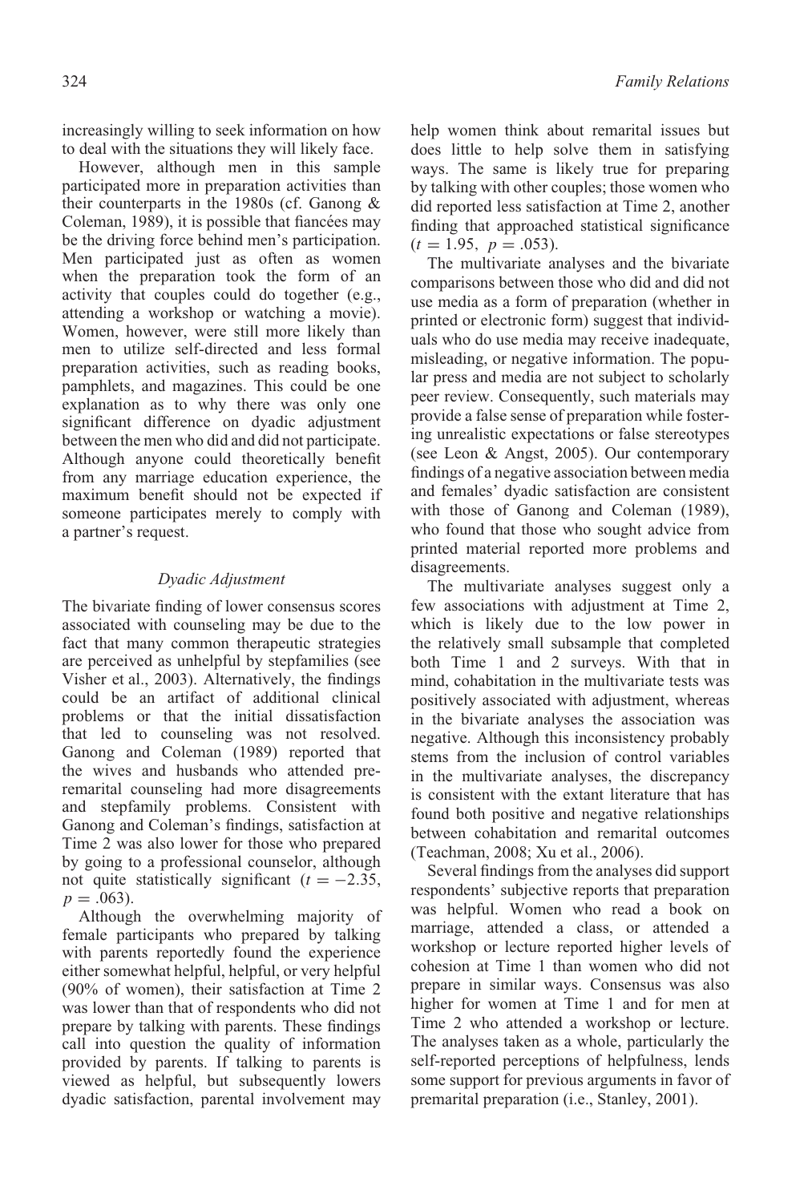increasingly willing to seek information on how to deal with the situations they will likely face.

However, although men in this sample participated more in preparation activities than their counterparts in the 1980s (cf. Ganong & Coleman, 1989), it is possible that fiancées may be the driving force behind men's participation. Men participated just as often as women when the preparation took the form of an activity that couples could do together (e.g., attending a workshop or watching a movie). Women, however, were still more likely than men to utilize self-directed and less formal preparation activities, such as reading books, pamphlets, and magazines. This could be one explanation as to why there was only one significant difference on dyadic adjustment between the men who did and did not participate. Although anyone could theoretically benefit from any marriage education experience, the maximum benefit should not be expected if someone participates merely to comply with a partner's request.

### *Dyadic Adjustment*

The bivariate finding of lower consensus scores associated with counseling may be due to the fact that many common therapeutic strategies are perceived as unhelpful by stepfamilies (see Visher et al., 2003). Alternatively, the findings could be an artifact of additional clinical problems or that the initial dissatisfaction that led to counseling was not resolved. Ganong and Coleman (1989) reported that the wives and husbands who attended preremarital counseling had more disagreements and stepfamily problems. Consistent with Ganong and Coleman's findings, satisfaction at Time 2 was also lower for those who prepared by going to a professional counselor, although not quite statistically significant ($t = -2.35$, $p = .063$).

Although the overwhelming majority of female participants who prepared by talking with parents reportedly found the experience either somewhat helpful, helpful, or very helpful (90% of women), their satisfaction at Time 2 was lower than that of respondents who did not prepare by talking with parents. These findings call into question the quality of information provided by parents. If talking to parents is viewed as helpful, but subsequently lowers dyadic satisfaction, parental involvement may help women think about remarital issues but does little to help solve them in satisfying ways. The same is likely true for preparing by talking with other couples; those women who did reported less satisfaction at Time 2, another finding that approached statistical significance ($t = 1.95$, $p = .053$).

The multivariate analyses and the bivariate comparisons between those who did and did not use media as a form of preparation (whether in printed or electronic form) suggest that individuals who do use media may receive inadequate, misleading, or negative information. The popular press and media are not subject to scholarly peer review. Consequently, such materials may provide a false sense of preparation while fostering unrealistic expectations or false stereotypes (see Leon & Angst, 2005). Our contemporary findings of a negative association between media and females' dyadic satisfaction are consistent with those of Ganong and Coleman (1989), who found that those who sought advice from printed material reported more problems and disagreements.

The multivariate analyses suggest only a few associations with adjustment at Time 2, which is likely due to the low power in the relatively small subsample that completed both Time 1 and 2 surveys. With that in mind, cohabitation in the multivariate tests was positively associated with adjustment, whereas in the bivariate analyses the association was negative. Although this inconsistency probably stems from the inclusion of control variables in the multivariate analyses, the discrepancy is consistent with the extant literature that has found both positive and negative relationships between cohabitation and remarital outcomes (Teachman, 2008; Xu et al., 2006).

Several findings from the analyses did support respondents' subjective reports that preparation was helpful. Women who read a book on marriage, attended a class, or attended a workshop or lecture reported higher levels of cohesion at Time 1 than women who did not prepare in similar ways. Consensus was also higher for women at Time 1 and for men at Time 2 who attended a workshop or lecture. The analyses taken as a whole, particularly the self-reported perceptions of helpfulness, lends some support for previous arguments in favor of premarital preparation (i.e., Stanley, 2001).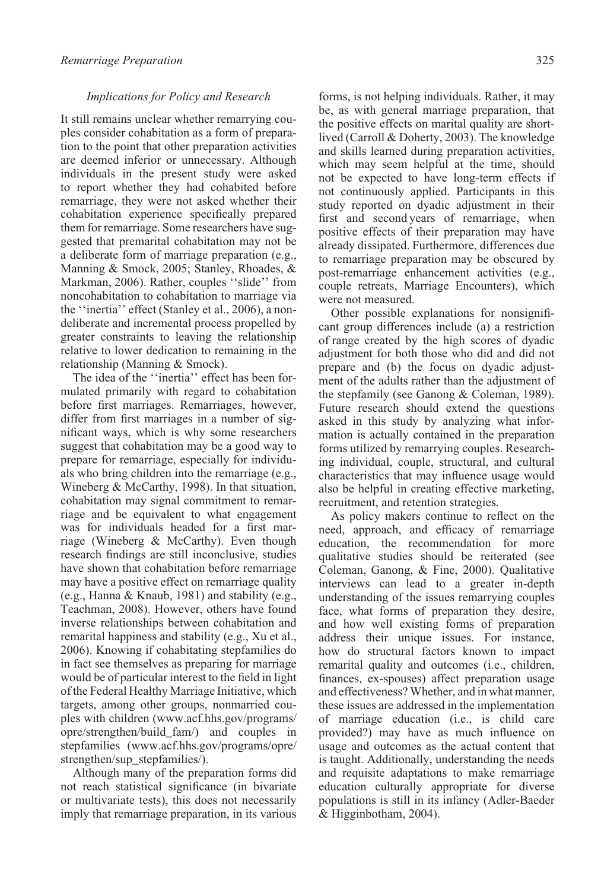### *Implications for Policy and Research*

It still remains unclear whether remarrying couples consider cohabitation as a form of preparation to the point that other preparation activities are deemed inferior or unnecessary. Although individuals in the present study were asked to report whether they had cohabited before remarriage, they were not asked whether their cohabitation experience specifically prepared them for remarriage. Some researchers have suggested that premarital cohabitation may not be a deliberate form of marriage preparation (e.g., Manning & Smock, 2005; Stanley, Rhoades, & Markman, 2006). Rather, couples ''slide'' from noncohabitation to cohabitation to marriage via the ''inertia'' effect (Stanley et al., 2006), a nondeliberate and incremental process propelled by greater constraints to leaving the relationship relative to lower dedication to remaining in the relationship (Manning & Smock).

The idea of the ''inertia'' effect has been formulated primarily with regard to cohabitation before first marriages. Remarriages, however, differ from first marriages in a number of significant ways, which is why some researchers suggest that cohabitation may be a good way to prepare for remarriage, especially for individuals who bring children into the remarriage (e.g., Wineberg & McCarthy, 1998). In that situation, cohabitation may signal commitment to remarriage and be equivalent to what engagement was for individuals headed for a first marriage (Wineberg & McCarthy). Even though research findings are still inconclusive, studies have shown that cohabitation before remarriage may have a positive effect on remarriage quality (e.g., Hanna & Knaub, 1981) and stability (e.g., Teachman, 2008). However, others have found inverse relationships between cohabitation and remarital happiness and stability (e.g., Xu et al., 2006). Knowing if cohabitating stepfamilies do in fact see themselves as preparing for marriage would be of particular interest to the field in light of the Federal Healthy Marriage Initiative, which targets, among other groups, nonmarried couples with children (www.acf.hhs.gov/programs/opre/strengthen/build_fam/) and couples in stepfamilies (www.acf.hhs.gov/programs/opre/strengthen/sup_stepfamilies/).

Although many of the preparation forms did not reach statistical significance (in bivariate or multivariate tests), this does not necessarily imply that remarriage preparation, in its various forms, is not helping individuals. Rather, it may be, as with general marriage preparation, that the positive effects on marital quality are short-lived (Carroll & Doherty, 2003). The knowledge and skills learned during preparation activities, which may seem helpful at the time, should not be expected to have long-term effects if not continuously applied. Participants in this study reported on dyadic adjustment in their first and second years of remarriage, when positive effects of their preparation may have already dissipated. Furthermore, differences due to remarriage preparation may be obscured by post-remarriage enhancement activities (e.g., couple retreats, Marriage Encounters), which were not measured.

Other possible explanations for nonsignificant group differences include (a) a restriction of range created by the high scores of dyadic adjustment for both those who did and did not prepare and (b) the focus on dyadic adjustment of the adults rather than the adjustment of the stepfamily (see Ganong & Coleman, 1989). Future research should extend the questions asked in this study by analyzing what information is actually contained in the preparation forms utilized by remarrying couples. Researching individual, couple, structural, and cultural characteristics that may influence usage would also be helpful in creating effective marketing, recruitment, and retention strategies.

As policy makers continue to reflect on the need, approach, and efficacy of remarriage education, the recommendation for more qualitative studies should be reiterated (see Coleman, Ganong, & Fine, 2000). Qualitative interviews can lead to a greater in-depth understanding of the issues remarrying couples face, what forms of preparation they desire, and how well existing forms of preparation address their unique issues. For instance, how do structural factors known to impact remarital quality and outcomes (i.e., children, finances, ex-spouses) affect preparation usage and effectiveness? Whether, and in what manner, these issues are addressed in the implementation of marriage education (i.e., is child care provided?) may have as much influence on usage and outcomes as the actual content that is taught. Additionally, understanding the needs and requisite adaptations to make remarriage education culturally appropriate for diverse populations is still in its infancy (Adler-Baeder & Higginbotham, 2004).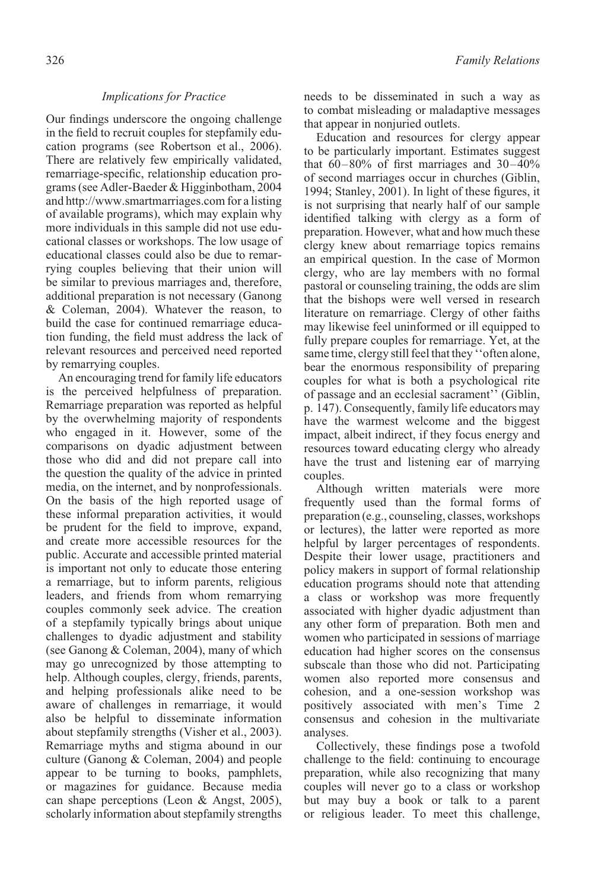### *Implications for Practice*

Our findings underscore the ongoing challenge in the field to recruit couples for stepfamily education programs (see Robertson et al., 2006). There are relatively few empirically validated, remarriage-specific, relationship education programs (see Adler-Baeder & Higginbotham, 2004 and http://www.smartmarriages.com for a listing of available programs), which may explain why more individuals in this sample did not use educational classes or workshops. The low usage of educational classes could also be due to remarrying couples believing that their union will be similar to previous marriages and, therefore, additional preparation is not necessary (Ganong & Coleman, 2004). Whatever the reason, to build the case for continued remarriage education funding, the field must address the lack of relevant resources and perceived need reported by remarrying couples.

An encouraging trend for family life educators is the perceived helpfulness of preparation. Remarriage preparation was reported as helpful by the overwhelming majority of respondents who engaged in it. However, some of the comparisons on dyadic adjustment between those who did and did not prepare call into the question the quality of the advice in printed media, on the internet, and by nonprofessionals. On the basis of the high reported usage of these informal preparation activities, it would be prudent for the field to improve, expand, and create more accessible resources for the public. Accurate and accessible printed material is important not only to educate those entering a remarriage, but to inform parents, religious leaders, and friends from whom remarrying couples commonly seek advice. The creation of a stepfamily typically brings about unique challenges to dyadic adjustment and stability (see Ganong & Coleman, 2004), many of which may go unrecognized by those attempting to help. Although couples, clergy, friends, parents, and helping professionals alike need to be aware of challenges in remarriage, it would also be helpful to disseminate information about stepfamily strengths (Visher et al., 2003). Remarriage myths and stigma abound in our culture (Ganong & Coleman, 2004) and people appear to be turning to books, pamphlets, or magazines for guidance. Because media can shape perceptions (Leon & Angst, 2005), scholarly information about stepfamily strengths needs to be disseminated in such a way as to combat misleading or maladaptive messages that appear in nonjuried outlets.

Education and resources for clergy appear to be particularly important. Estimates suggest that 60–80% of first marriages and 30–40% of second marriages occur in churches (Giblin, 1994; Stanley, 2001). In light of these figures, it is not surprising that nearly half of our sample identified talking with clergy as a form of preparation. However, what and how much these clergy knew about remarriage topics remains an empirical question. In the case of Mormon clergy, who are lay members with no formal pastoral or counseling training, the odds are slim that the bishops were well versed in research literature on remarriage. Clergy of other faiths may likewise feel uninformed or ill equipped to fully prepare couples for remarriage. Yet, at the same time, clergy still feel that they ''often alone, bear the enormous responsibility of preparing couples for what is both a psychological rite of passage and an ecclesial sacrament'' (Giblin, p. 147). Consequently, family life educators may have the warmest welcome and the biggest impact, albeit indirect, if they focus energy and resources toward educating clergy who already have the trust and listening ear of marrying couples.

Although written materials were more frequently used than the formal forms of preparation (e.g., counseling, classes, workshops or lectures), the latter were reported as more helpful by larger percentages of respondents. Despite their lower usage, practitioners and policy makers in support of formal relationship education programs should note that attending a class or workshop was more frequently associated with higher dyadic adjustment than any other form of preparation. Both men and women who participated in sessions of marriage education had higher scores on the consensus subscale than those who did not. Participating women also reported more consensus and cohesion, and a one-session workshop was positively associated with men's Time 2 consensus and cohesion in the multivariate analyses.

Collectively, these findings pose a twofold challenge to the field: continuing to encourage preparation, while also recognizing that many couples will never go to a class or workshop but may buy a book or talk to a parent or religious leader. To meet this challenge,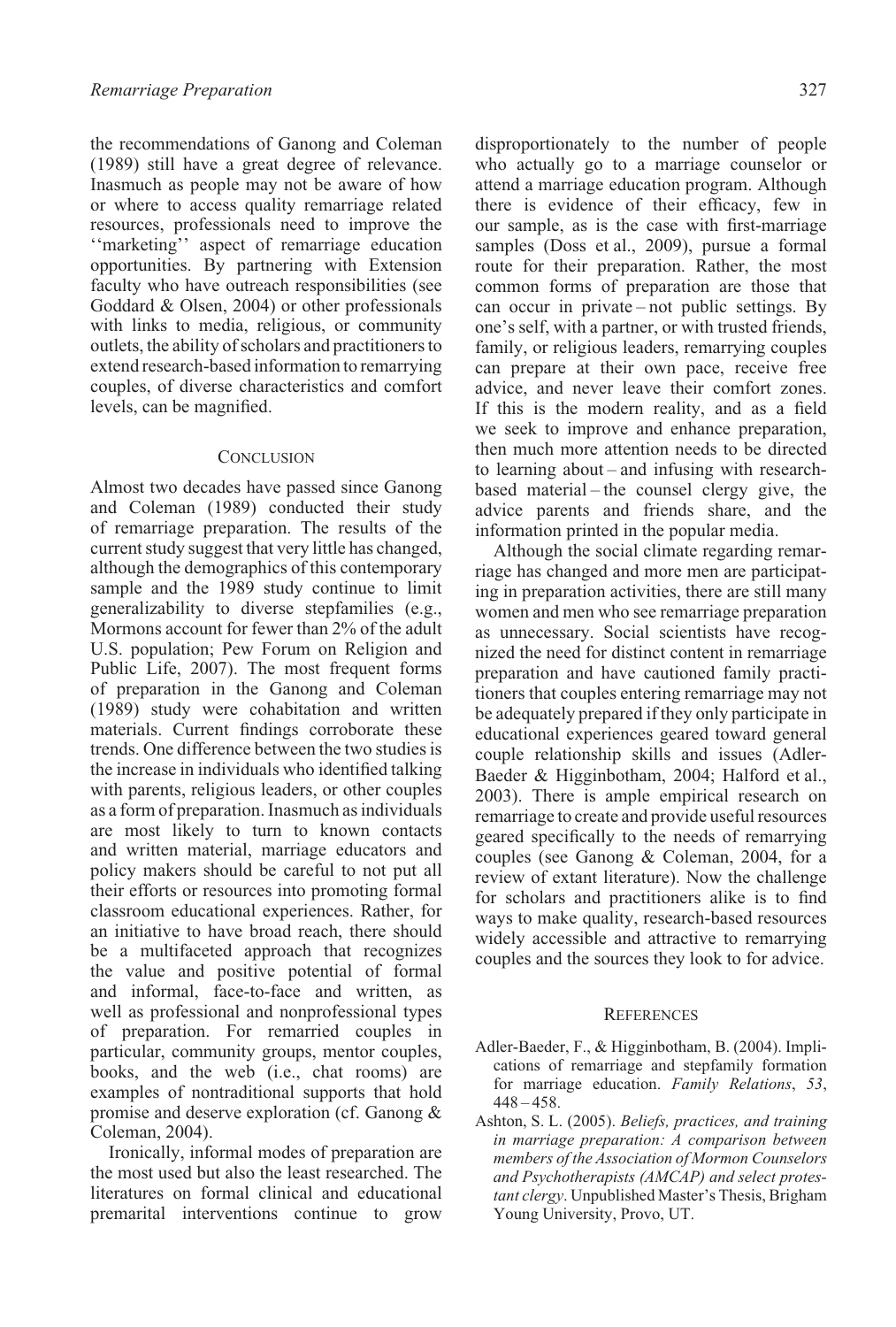the recommendations of Ganong and Coleman (1989) still have a great degree of relevance. Inasmuch as people may not be aware of how or where to access quality remarriage related resources, professionals need to improve the ''marketing'' aspect of remarriage education opportunities. By partnering with Extension faculty who have outreach responsibilities (see Goddard & Olsen, 2004) or other professionals with links to media, religious, or community outlets, the ability of scholars and practitioners to extend research-based information to remarrying couples, of diverse characteristics and comfort levels, can be magnified.

## Conclusion

Almost two decades have passed since Ganong and Coleman (1989) conducted their study of remarriage preparation. The results of the current study suggest that very little has changed, although the demographics of this contemporary sample and the 1989 study continue to limit generalizability to diverse stepfamilies (e.g., Mormons account for fewer than 2% of the adult U.S. population; Pew Forum on Religion and Public Life, 2007). The most frequent forms of preparation in the Ganong and Coleman (1989) study were cohabitation and written materials. Current findings corroborate these trends. One difference between the two studies is the increase in individuals who identified talking with parents, religious leaders, or other couples as a form of preparation. Inasmuch as individuals are most likely to turn to known contacts and written material, marriage educators and policy makers should be careful to not put all their efforts or resources into promoting formal classroom educational experiences. Rather, for an initiative to have broad reach, there should be a multifaceted approach that recognizes the value and positive potential of formal and informal, face-to-face and written, as well as professional and nonprofessional types of preparation. For remarried couples in particular, community groups, mentor couples, books, and the web (i.e., chat rooms) are examples of nontraditional supports that hold promise and deserve exploration (cf. Ganong & Coleman, 2004).

Ironically, informal modes of preparation are the most used but also the least researched. The literatures on formal clinical and educational premarital interventions continue to grow disproportionately to the number of people who actually go to a marriage counselor or attend a marriage education program. Although there is evidence of their efficacy, few in our sample, as is the case with first-marriage samples (Doss et al., 2009), pursue a formal route for their preparation. Rather, the most common forms of preparation are those that can occur in private – not public settings. By one's self, with a partner, or with trusted friends, family, or religious leaders, remarrying couples can prepare at their own pace, receive free advice, and never leave their comfort zones. If this is the modern reality, and as a field we seek to improve and enhance preparation, then much more attention needs to be directed to learning about – and infusing with research-based material – the counsel clergy give, the advice parents and friends share, and the information printed in the popular media.

Although the social climate regarding remarriage has changed and more men are participating in preparation activities, there are still many women and men who see remarriage preparation as unnecessary. Social scientists have recognized the need for distinct content in remarriage preparation and have cautioned family practitioners that couples entering remarriage may not be adequately prepared if they only participate in educational experiences geared toward general couple relationship skills and issues (Adler-Baeder & Higginbotham, 2004; Halford et al., 2003). There is ample empirical research on remarriage to create and provide useful resources geared specifically to the needs of remarrying couples (see Ganong & Coleman, 2004, for a review of extant literature). Now the challenge for scholars and practitioners alike is to find ways to make quality, research-based resources widely accessible and attractive to remarrying couples and the sources they look to for advice.

## References

Adler-Baeder, F., & Higginbotham, B. (2004). Implications of remarriage and stepfamily formation for marriage education. *Family Relations*, *53*, 448 – 458.

Ashton, S. L. (2005). *Beliefs, practices, and training in marriage preparation: A comparison between members of the Association of Mormon Counselors and Psychotherapists (AMCAP) and select protestant clergy*. Unpublished Master's Thesis, Brigham Young University, Provo, UT.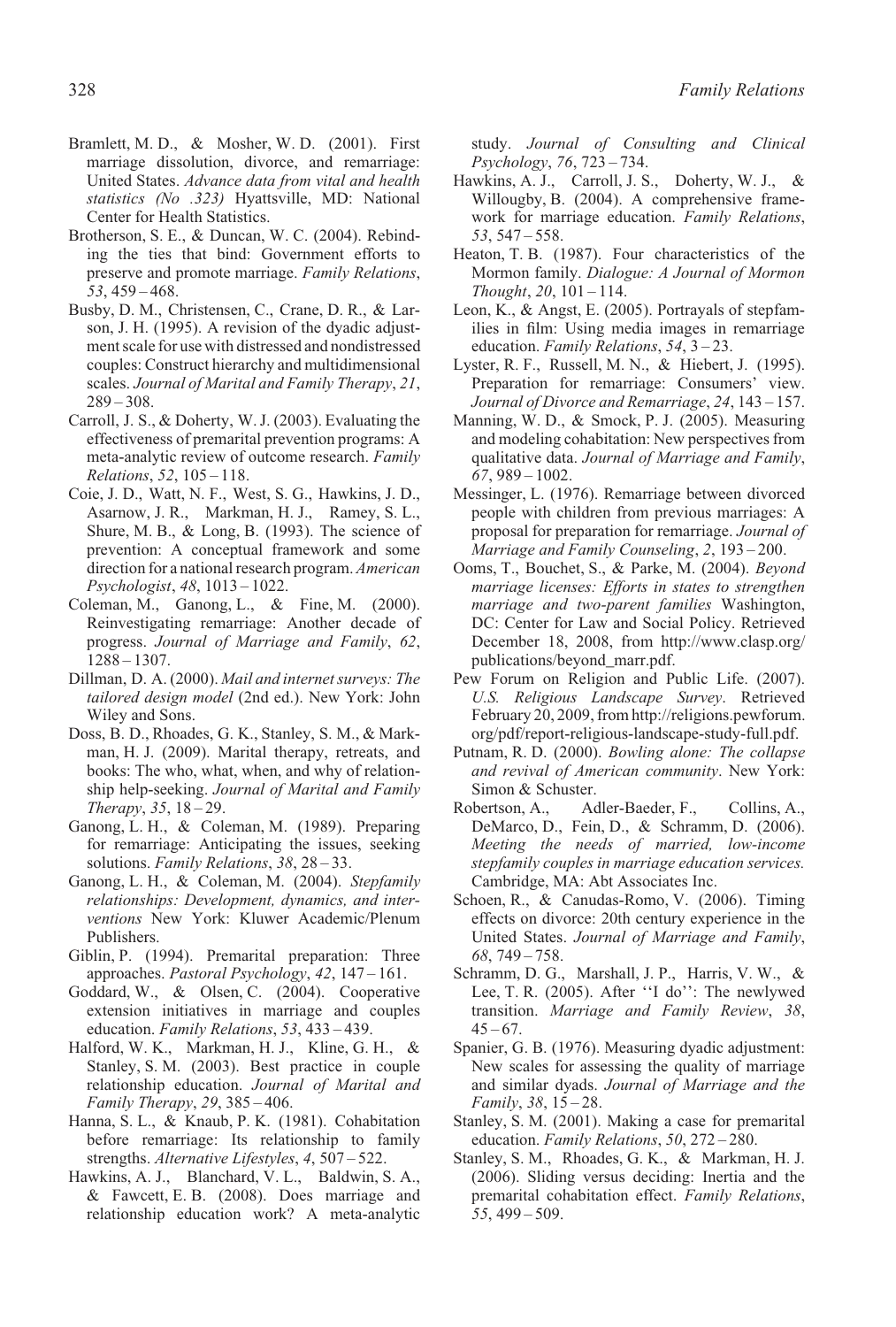Bramlett, M. D., & Mosher, W. D. (2001). First marriage dissolution, divorce, and remarriage: United States. *Advance data from vital and health statistics (No .323)* Hyattsville, MD: National Center for Health Statistics.

Brotherson, S. E., & Duncan, W. C. (2004). Rebinding the ties that bind: Government efforts to preserve and promote marriage. *Family Relations*, *53*, 459 – 468.

Busby, D. M., Christensen, C., Crane, D. R., & Larson, J. H. (1995). A revision of the dyadic adjustment scale for use with distressed and nondistressed couples: Construct hierarchy and multidimensional scales. *Journal of Marital and Family Therapy*, *21*, 289 – 308.

Carroll, J. S., & Doherty, W. J. (2003). Evaluating the effectiveness of premarital prevention programs: A meta-analytic review of outcome research. *Family Relations*, *52*, 105 – 118.

Coie, J. D., Watt, N. F., West, S. G., Hawkins, J. D., Asarnow, J. R., Markman, H. J., Ramey, S. L., Shure, M. B., & Long, B. (1993). The science of prevention: A conceptual framework and some direction for a national research program. *American Psychologist*, *48*, 1013 – 1022.

Coleman, M., Ganong, L., & Fine, M. (2000). Reinvestigating remarriage: Another decade of progress. *Journal of Marriage and Family*, *62*, 1288 – 1307.

Dillman, D. A. (2000). *Mail and internet surveys: The tailored design model* (2nd ed.). New York: John Wiley and Sons.

Doss, B. D., Rhoades, G. K., Stanley, S. M., & Markman, H. J. (2009). Marital therapy, retreats, and books: The who, what, when, and why of relationship help-seeking. *Journal of Marital and Family Therapy*, *35*, 18 – 29.

Ganong, L. H., & Coleman, M. (1989). Preparing for remarriage: Anticipating the issues, seeking solutions. *Family Relations*, *38*, 28 – 33.

Ganong, L. H., & Coleman, M. (2004). *Stepfamily relationships: Development, dynamics, and interventions* New York: Kluwer Academic/Plenum Publishers.

Giblin, P. (1994). Premarital preparation: Three approaches. *Pastoral Psychology*, *42*, 147 – 161.

Goddard, W., & Olsen, C. (2004). Cooperative extension initiatives in marriage and couples education. *Family Relations*, *53*, 433 – 439.

Halford, W. K., Markman, H. J., Kline, G. H., & Stanley, S. M. (2003). Best practice in couple relationship education. *Journal of Marital and Family Therapy*, *29*, 385 – 406.

Hanna, S. L., & Knaub, P. K. (1981). Cohabitation before remarriage: Its relationship to family strengths. *Alternative Lifestyles*, *4*, 507 – 522.

Hawkins, A. J., Blanchard, V. L., Baldwin, S. A., & Fawcett, E. B. (2008). Does marriage and relationship education work? A meta-analytic study. *Journal of Consulting and Clinical Psychology*, *76*, 723 – 734.

Hawkins, A. J., Carroll, J. S., Doherty, W. J., & Willougby, B. (2004). A comprehensive framework for marriage education. *Family Relations*, *53*, 547 – 558.

Heaton, T. B. (1987). Four characteristics of the Mormon family. *Dialogue: A Journal of Mormon Thought*, *20*, 101 – 114.

Leon, K., & Angst, E. (2005). Portrayals of stepfamilies in film: Using media images in remarriage education. *Family Relations*, *54*, 3 – 23.

Lyster, R. F., Russell, M. N., & Hiebert, J. (1995). Preparation for remarriage: Consumers' view. *Journal of Divorce and Remarriage*, *24*, 143 – 157.

Manning, W. D., & Smock, P. J. (2005). Measuring and modeling cohabitation: New perspectives from qualitative data. *Journal of Marriage and Family*, *67*, 989 – 1002.

Messinger, L. (1976). Remarriage between divorced people with children from previous marriages: A proposal for preparation for remarriage. *Journal of Marriage and Family Counseling*, *2*, 193 – 200.

Ooms, T., Bouchet, S., & Parke, M. (2004). *Beyond marriage licenses: Efforts in states to strengthen marriage and two-parent families* Washington, DC: Center for Law and Social Policy. Retrieved December 18, 2008, from http://www.clasp.org/publications/beyond_marr.pdf.

Pew Forum on Religion and Public Life. (2007). *U.S. Religious Landscape Survey*. Retrieved February 20, 2009, from http://religions.pewforum.org/pdf/report-religious-landscape-study-full.pdf.

Putnam, R. D. (2000). *Bowling alone: The collapse and revival of American community*. New York: Simon & Schuster.

Robertson, A., Adler-Baeder, F., Collins, A., DeMarco, D., Fein, D., & Schramm, D. (2006). *Meeting the needs of married, low-income stepfamily couples in marriage education services.* Cambridge, MA: Abt Associates Inc.

Schoen, R., & Canudas-Romo, V. (2006). Timing effects on divorce: 20th century experience in the United States. *Journal of Marriage and Family*, *68*, 749 – 758.

Schramm, D. G., Marshall, J. P., Harris, V. W., & Lee, T. R. (2005). After ''I do'': The newlywed transition. *Marriage and Family Review*, *38*, 45 – 67.

Spanier, G. B. (1976). Measuring dyadic adjustment: New scales for assessing the quality of marriage and similar dyads. *Journal of Marriage and the Family*, *38*, 15 – 28.

Stanley, S. M. (2001). Making a case for premarital education. *Family Relations*, *50*, 272 – 280.

Stanley, S. M., Rhoades, G. K., & Markman, H. J. (2006). Sliding versus deciding: Inertia and the premarital cohabitation effect. *Family Relations*, *55*, 499 – 509.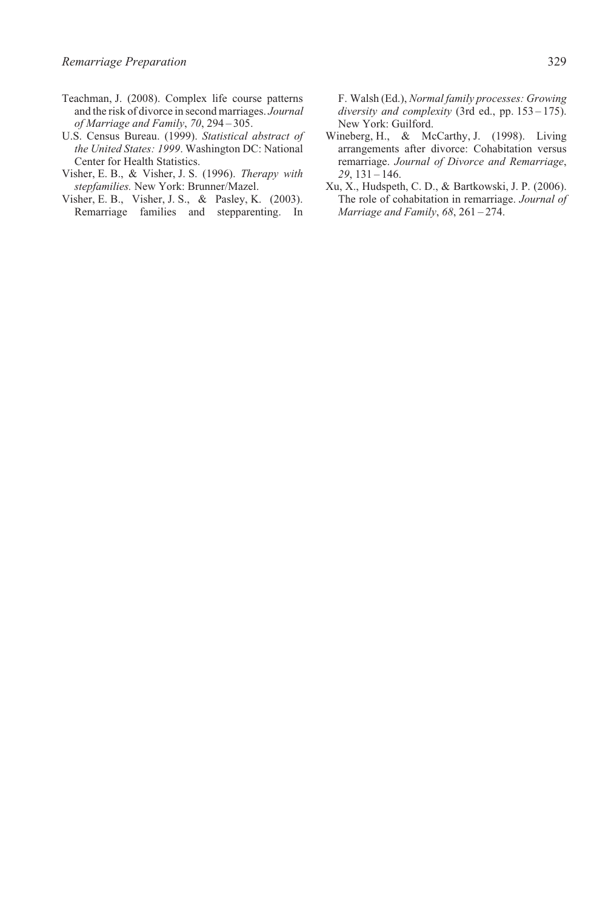Teachman, J. (2008). Complex life course patterns and the risk of divorce in second marriages. *Journal of Marriage and Family*, *70*, 294 – 305.

U.S. Census Bureau. (1999). *Statistical abstract of the United States: 1999*. Washington DC: National Center for Health Statistics.

Visher, E. B., & Visher, J. S. (1996). *Therapy with stepfamilies.* New York: Brunner/Mazel.

Visher, E. B., Visher, J. S., & Pasley, K. (2003). Remarriage families and stepparenting. In F. Walsh (Ed.), *Normal family processes: Growing diversity and complexity* (3rd ed., pp. 153 – 175). New York: Guilford.

Wineberg, H., & McCarthy, J. (1998). Living arrangements after divorce: Cohabitation versus remarriage. *Journal of Divorce and Remarriage*, *29*, 131 – 146.

Xu, X., Hudspeth, C. D., & Bartkowski, J. P. (2006). The role of cohabitation in remarriage. *Journal of Marriage and Family*, *68*, 261 – 274.